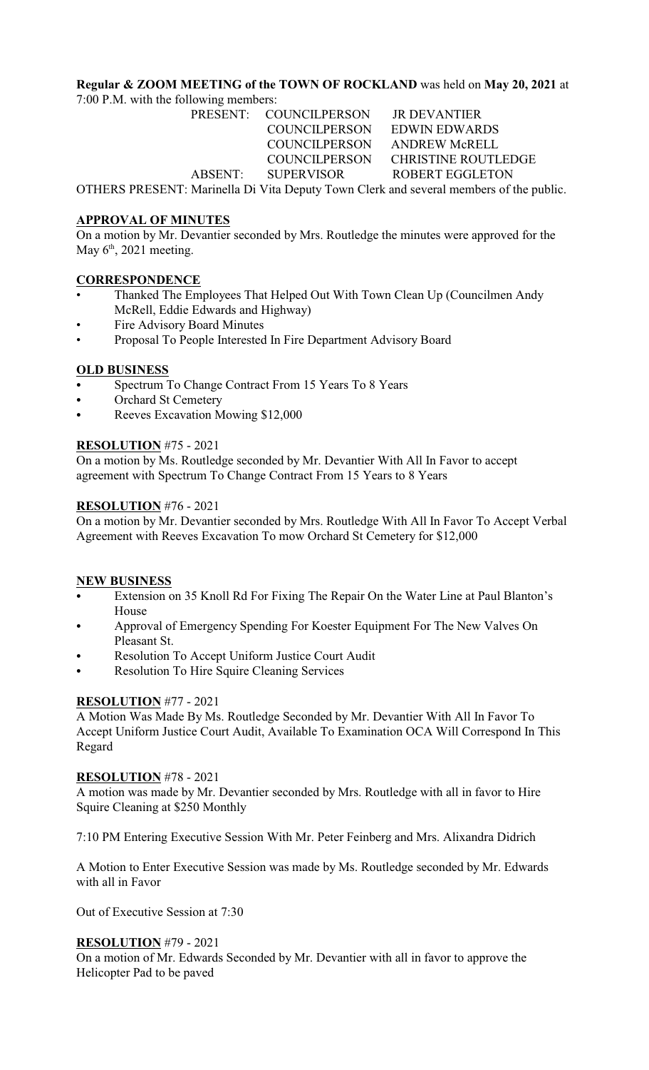**Regular & ZOOM MEETING of the TOWN OF ROCKLAND** was held on **May 20, 2021** at 7:00 P.M. with the following members:

| | | |
|---|---|---|
| PRESENT: | COUNCILPERSON | JR DEVANTIER |
| | COUNCILPERSON | EDWIN EDWARDS |
| | COUNCILPERSON | ANDREW McRELL |
| | COUNCILPERSON | CHRISTINE ROUTLEDGE |
| ABSENT: | SUPERVISOR | ROBERT EGGLETON |

OTHERS PRESENT: Marinella Di Vita Deputy Town Clerk and several members of the public.

## APPROVAL OF MINUTES

On a motion by Mr. Devantier seconded by Mrs. Routledge the minutes were approved for the May 6th, 2021 meeting.

## CORRESPONDENCE

- Thanked The Employees That Helped Out With Town Clean Up (Councilmen Andy McRell, Eddie Edwards and Highway)
- Fire Advisory Board Minutes
- Proposal To People Interested In Fire Department Advisory Board

## OLD BUSINESS

- Spectrum To Change Contract From 15 Years To 8 Years
- Orchard St Cemetery
- Reeves Excavation Mowing $12,000

## RESOLUTION #75 - 2021

On a motion by Ms. Routledge seconded by Mr. Devantier With All In Favor to accept agreement with Spectrum To Change Contract From 15 Years to 8 Years

## RESOLUTION #76 - 2021

On a motion by Mr. Devantier seconded by Mrs. Routledge With All In Favor To Accept Verbal Agreement with Reeves Excavation To mow Orchard St Cemetery for $12,000

## NEW BUSINESS

- Extension on 35 Knoll Rd For Fixing The Repair On the Water Line at Paul Blanton's House
- Approval of Emergency Spending For Koester Equipment For The New Valves On Pleasant St.
- Resolution To Accept Uniform Justice Court Audit
- Resolution To Hire Squire Cleaning Services

## RESOLUTION #77 - 2021

A Motion Was Made By Ms. Routledge Seconded by Mr. Devantier With All In Favor To Accept Uniform Justice Court Audit, Available To Examination OCA Will Correspond In This Regard

## RESOLUTION #78 - 2021

A motion was made by Mr. Devantier seconded by Mrs. Routledge with all in favor to Hire Squire Cleaning at $250 Monthly

7:10 PM Entering Executive Session With Mr. Peter Feinberg and Mrs. Alixandra Didrich

A Motion to Enter Executive Session was made by Ms. Routledge seconded by Mr. Edwards with all in Favor

Out of Executive Session at 7:30

## RESOLUTION #79 - 2021

On a motion of Mr. Edwards Seconded by Mr. Devantier with all in favor to approve the Helicopter Pad to be paved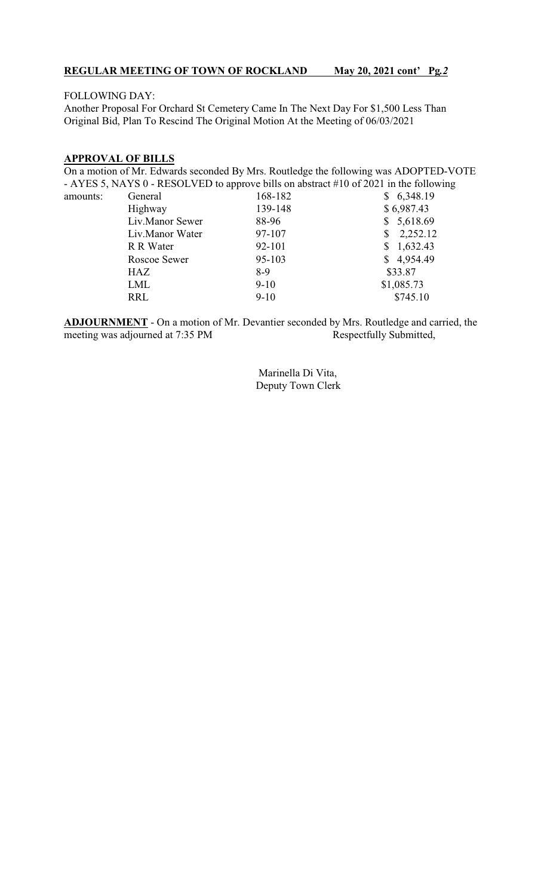**REGULAR MEETING OF TOWN OF ROCKLAND May 20, 2021 cont' Pg. *2***

FOLLOWING DAY:
Another Proposal For Orchard St Cemetery Came In The Next Day For $1,500 Less Than Original Bid, Plan To Rescind The Original Motion At the Meeting of 06/03/2021

**APPROVAL OF BILLS**

On a motion of Mr. Edwards seconded By Mrs. Routledge the following was ADOPTED-VOTE - AYES 5, NAYS 0 - RESOLVED to approve bills on abstract #10 of 2021 in the following amounts:

| | | |
|---|---|---|
| General | 168-182 | $ 6,348.19 |
| Highway | 139-148 | $ 6,987.43 |
| Liv.Manor Sewer | 88-96 | $ 5,618.69 |
| Liv.Manor Water | 97-107 | $ 2,252.12 |
| R R Water | 92-101 | $ 1,632.43 |
| Roscoe Sewer | 95-103 | $ 4,954.49 |
| HAZ | 8-9 | $33.87 |
| LML | 9-10 | $1,085.73 |
| RRL | 9-10 | $745.10 |

**ADJOURNMENT** - On a motion of Mr. Devantier seconded by Mrs. Routledge and carried, the meeting was adjourned at 7:35 PM

Respectfully Submitted,

Marinella Di Vita,
Deputy Town Clerk